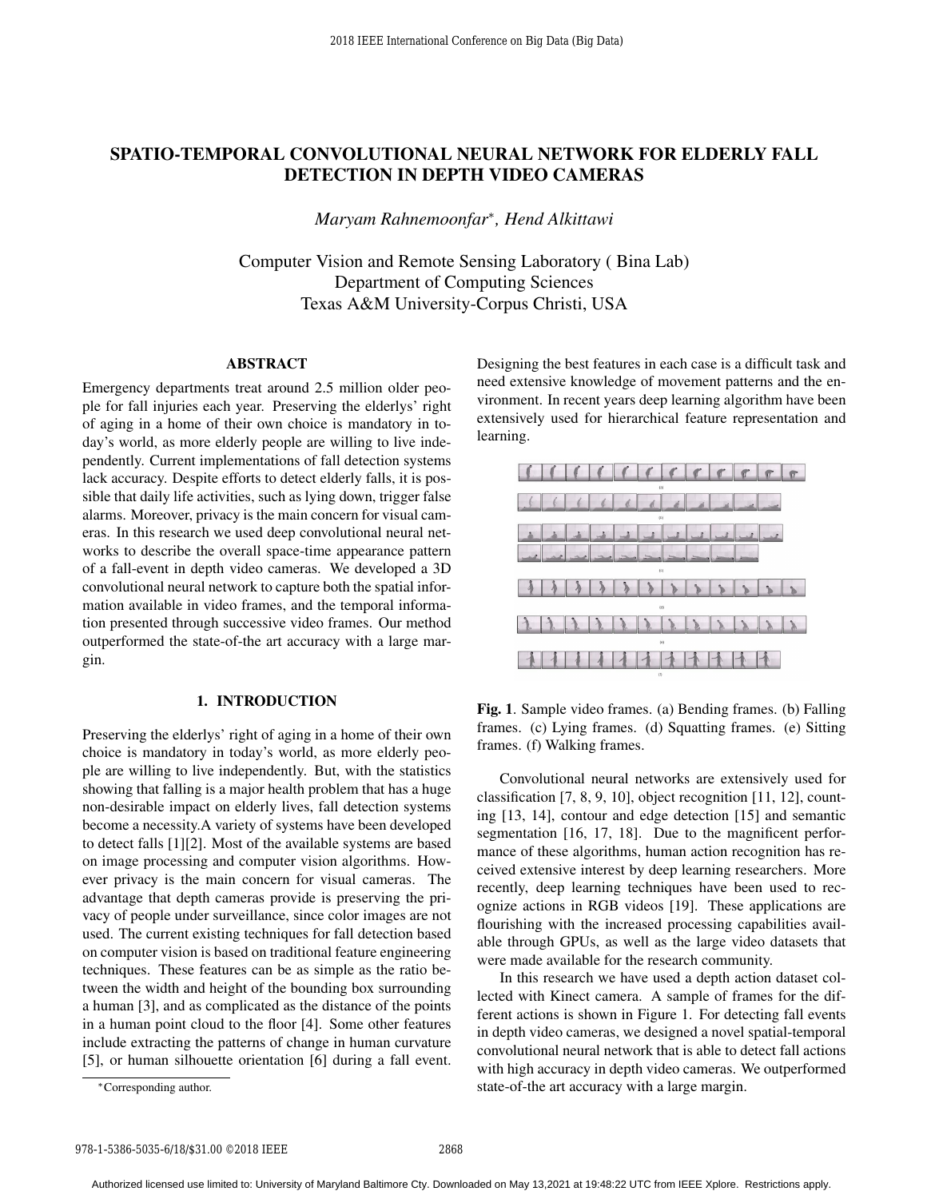# SPATIO-TEMPORAL CONVOLUTIONAL NEURAL NETWORK FOR ELDERLY FALL DETECTION IN DEPTH VIDEO CAMERAS

*Maryam Rahnemoonfar\*, Hend Alkittawi*

Computer Vision and Remote Sensing Laboratory ( Bina Lab)
Department of Computing Sciences
Texas A&M University-Corpus Christi, USA

## ABSTRACT

Emergency departments treat around 2.5 million older people for fall injuries each year. Preserving the elderlys' right of aging in a home of their own choice is mandatory in today's world, as more elderly people are willing to live independently. Current implementations of fall detection systems lack accuracy. Despite efforts to detect elderly falls, it is possible that daily life activities, such as lying down, trigger false alarms. Moreover, privacy is the main concern for visual cameras. In this research we used deep convolutional neural networks to describe the overall space-time appearance pattern of a fall-event in depth video cameras. We developed a 3D convolutional neural network to capture both the spatial information available in video frames, and the temporal information presented through successive video frames. Our method outperformed the state-of-the art accuracy with a large margin.

## 1. INTRODUCTION

Preserving the elderlys' right of aging in a home of their own choice is mandatory in today's world, as more elderly people are willing to live independently. But, with the statistics showing that falling is a major health problem that has a huge non-desirable impact on elderly lives, fall detection systems become a necessity.A variety of systems have been developed to detect falls [1][2]. Most of the available systems are based on image processing and computer vision algorithms. However privacy is the main concern for visual cameras. The advantage that depth cameras provide is preserving the privacy of people under surveillance, since color images are not used. The current existing techniques for fall detection based on computer vision is based on traditional feature engineering techniques. These features can be as simple as the ratio between the width and height of the bounding box surrounding a human [3], and as complicated as the distance of the points in a human point cloud to the floor [4]. Some other features include extracting the patterns of change in human curvature [5], or human silhouette orientation [6] during a fall event. Designing the best features in each case is a difficult task and need extensive knowledge of movement patterns and the environment. In recent years deep learning algorithm have been extensively used for hierarchical feature representation and learning.

**Fig. 1**. Sample video frames. (a) Bending frames. (b) Falling frames. (c) Lying frames. (d) Squatting frames. (e) Sitting frames. (f) Walking frames.

Convolutional neural networks are extensively used for classification [7, 8, 9, 10], object recognition [11, 12], counting [13, 14], contour and edge detection [15] and semantic segmentation [16, 17, 18]. Due to the magnificent performance of these algorithms, human action recognition has received extensive interest by deep learning researchers. More recently, deep learning techniques have been used to recognize actions in RGB videos [19]. These applications are flourishing with the increased processing capabilities available through GPUs, as well as the large video datasets that were made available for the research community.

In this research we have used a depth action dataset collected with Kinect camera. A sample of frames for the different actions is shown in Figure 1. For detecting fall events in depth video cameras, we designed a novel spatial-temporal convolutional neural network that is able to detect fall actions with high accuracy in depth video cameras. We outperformed state-of-the art accuracy with a large margin.

\*Corresponding author.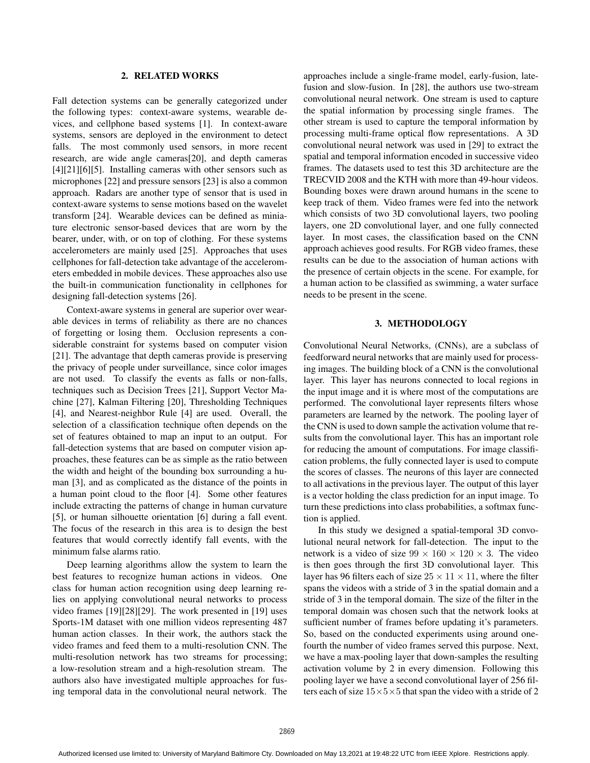## 2. RELATED WORKS

Fall detection systems can be generally categorized under the following types: context-aware systems, wearable devices, and cellphone based systems [1]. In context-aware systems, sensors are deployed in the environment to detect falls. The most commonly used sensors, in more recent research, are wide angle cameras[20], and depth cameras [4][21][6][5]. Installing cameras with other sensors such as microphones [22] and pressure sensors [23] is also a common approach. Radars are another type of sensor that is used in context-aware systems to sense motions based on the wavelet transform [24]. Wearable devices can be defined as miniature electronic sensor-based devices that are worn by the bearer, under, with, or on top of clothing. For these systems accelerometers are mainly used [25]. Approaches that uses cellphones for fall-detection take advantage of the accelerometers embedded in mobile devices. These approaches also use the built-in communication functionality in cellphones for designing fall-detection systems [26].

Context-aware systems in general are superior over wearable devices in terms of reliability as there are no chances of forgetting or losing them. Occlusion represents a considerable constraint for systems based on computer vision [21]. The advantage that depth cameras provide is preserving the privacy of people under surveillance, since color images are not used. To classify the events as falls or non-falls, techniques such as Decision Trees [21], Support Vector Machine [27], Kalman Filtering [20], Thresholding Techniques [4], and Nearest-neighbor Rule [4] are used. Overall, the selection of a classification technique often depends on the set of features obtained to map an input to an output. For fall-detection systems that are based on computer vision approaches, these features can be as simple as the ratio between the width and height of the bounding box surrounding a human [3], and as complicated as the distance of the points in a human point cloud to the floor [4]. Some other features include extracting the patterns of change in human curvature [5], or human silhouette orientation [6] during a fall event. The focus of the research in this area is to design the best features that would correctly identify fall events, with the minimum false alarms ratio.

Deep learning algorithms allow the system to learn the best features to recognize human actions in videos. One class for human action recognition using deep learning relies on applying convolutional neural networks to process video frames [19][28][29]. The work presented in [19] uses Sports-1M dataset with one million videos representing 487 human action classes. In their work, the authors stack the video frames and feed them to a multi-resolution CNN. The multi-resolution network has two streams for processing; a low-resolution stream and a high-resolution stream. The authors also have investigated multiple approaches for fusing temporal data in the convolutional neural network. The approaches include a single-frame model, early-fusion, late-fusion and slow-fusion. In [28], the authors use two-stream convolutional neural network. One stream is used to capture the spatial information by processing single frames. The other stream is used to capture the temporal information by processing multi-frame optical flow representations. A 3D convolutional neural network was used in [29] to extract the spatial and temporal information encoded in successive video frames. The datasets used to test this 3D architecture are the TRECVID 2008 and the KTH with more than 49-hour videos. Bounding boxes were drawn around humans in the scene to keep track of them. Video frames were fed into the network which consists of two 3D convolutional layers, two pooling layers, one 2D convolutional layer, and one fully connected layer. In most cases, the classification based on the CNN approach achieves good results. For RGB video frames, these results can be due to the association of human actions with the presence of certain objects in the scene. For example, for a human action to be classified as swimming, a water surface needs to be present in the scene.

## 3. METHODOLOGY

Convolutional Neural Networks, (CNNs), are a subclass of feedforward neural networks that are mainly used for processing images. The building block of a CNN is the convolutional layer. This layer has neurons connected to local regions in the input image and it is where most of the computations are performed. The convolutional layer represents filters whose parameters are learned by the network. The pooling layer of the CNN is used to down sample the activation volume that results from the convolutional layer. This has an important role for reducing the amount of computations. For image classification problems, the fully connected layer is used to compute the scores of classes. The neurons of this layer are connected to all activations in the previous layer. The output of this layer is a vector holding the class prediction for an input image. To turn these predictions into class probabilities, a softmax function is applied.

In this study we designed a spatial-temporal 3D convolutional neural network for fall-detection. The input to the network is a video of size $99 \times 160 \times 120 \times 3$. The video is then goes through the first 3D convolutional layer. This layer has 96 filters each of size $25 \times 11 \times 11$, where the filter spans the videos with a stride of 3 in the spatial domain and a stride of 3 in the temporal domain. The size of the filter in the temporal domain was chosen such that the network looks at sufficient number of frames before updating it's parameters. So, based on the conducted experiments using around one-fourth the number of video frames served this purpose. Next, we have a max-pooling layer that down-samples the resulting activation volume by 2 in every dimension. Following this pooling layer we have a second convolutional layer of 256 filters each of size $15 \times 5 \times 5$ that span the video with a stride of 2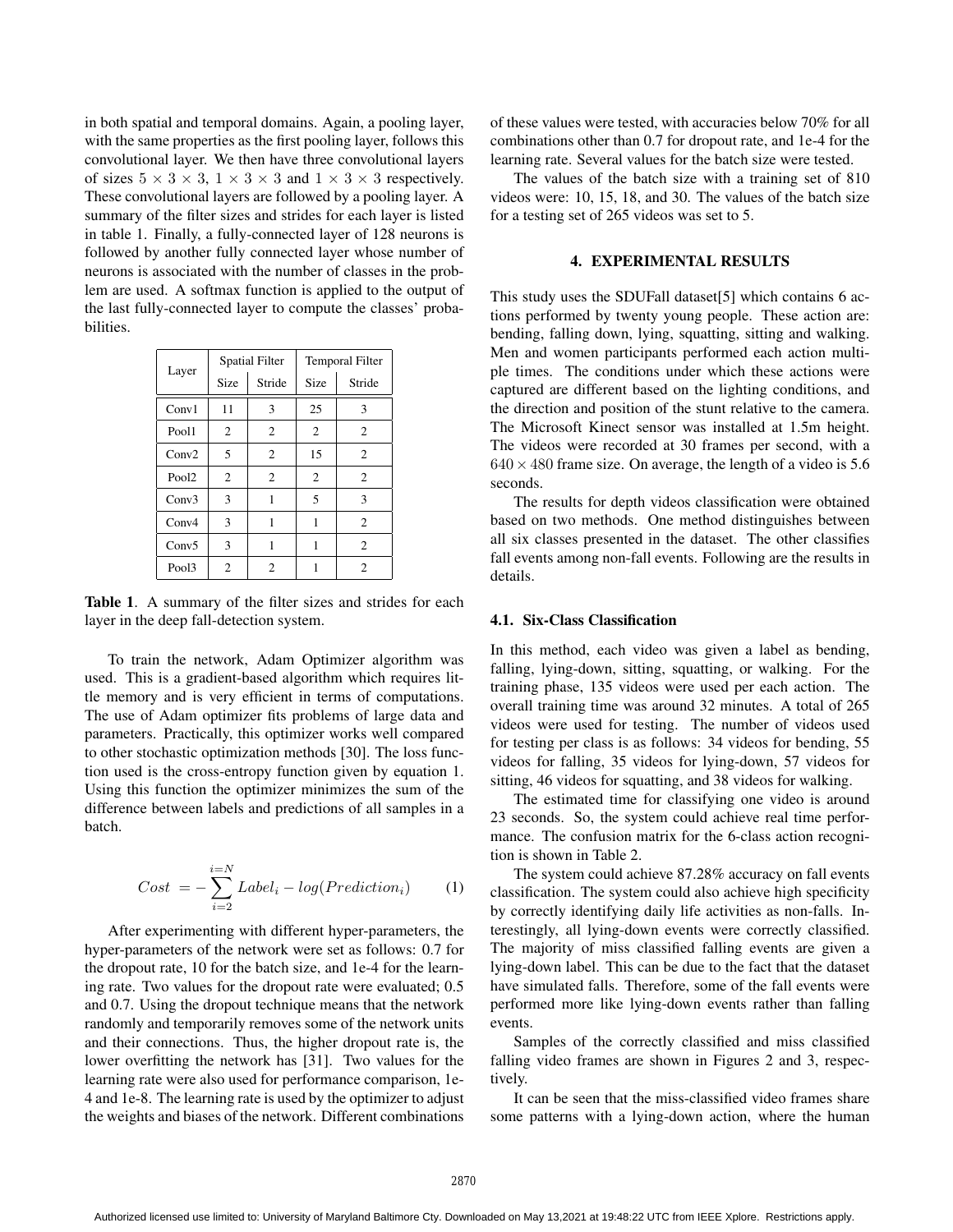in both spatial and temporal domains. Again, a pooling layer, with the same properties as the first pooling layer, follows this convolutional layer. We then have three convolutional layers of sizes $5 \times 3 \times 3$, $1 \times 3 \times 3$ and $1 \times 3 \times 3$ respectively. These convolutional layers are followed by a pooling layer. A summary of the filter sizes and strides for each layer is listed in table 1. Finally, a fully-connected layer of 128 neurons is followed by another fully connected layer whose number of neurons is associated with the number of classes in the problem are used. A softmax function is applied to the output of the last fully-connected layer to compute the classes' probabilities.

| Layer | Spatial Filter | | Temporal Filter | |
|---|---|---|---|---|
| | Size | Stride | Size | Stride |
| Conv1 | 11 | 3 | 25 | 3 |
| Pool1 | 2 | 2 | 2 | 2 |
| Conv2 | 5 | 2 | 15 | 2 |
| Pool2 | 2 | 2 | 2 | 2 |
| Conv3 | 3 | 1 | 5 | 3 |
| Conv4 | 3 | 1 | 1 | 2 |
| Conv5 | 3 | 1 | 1 | 2 |
| Pool3 | 2 | 2 | 1 | 2 |

**Table 1**. A summary of the filter sizes and strides for each layer in the deep fall-detection system.

To train the network, Adam Optimizer algorithm was used. This is a gradient-based algorithm which requires little memory and is very efficient in terms of computations. The use of Adam optimizer fits problems of large data and parameters. Practically, this optimizer works well compared to other stochastic optimization methods [30]. The loss function used is the cross-entropy function given by equation 1. Using this function the optimizer minimizes the sum of the difference between labels and predictions of all samples in a batch.

$$Cost = -\sum_{i=2}^{i=N} Label_i - log(Prediction_i) \tag{1}$$

After experimenting with different hyper-parameters, the hyper-parameters of the network were set as follows: 0.7 for the dropout rate, 10 for the batch size, and 1e-4 for the learning rate. Two values for the dropout rate were evaluated; 0.5 and 0.7. Using the dropout technique means that the network randomly and temporarily removes some of the network units and their connections. Thus, the higher dropout rate is, the lower overfitting the network has [31]. Two values for the learning rate were also used for performance comparison, 1e-4 and 1e-8. The learning rate is used by the optimizer to adjust the weights and biases of the network. Different combinations of these values were tested, with accuracies below 70% for all combinations other than 0.7 for dropout rate, and 1e-4 for the learning rate. Several values for the batch size were tested.

The values of the batch size with a training set of 810 videos were: 10, 15, 18, and 30. The values of the batch size for a testing set of 265 videos was set to 5.

## 4. EXPERIMENTAL RESULTS

This study uses the SDUFall dataset[5] which contains 6 actions performed by twenty young people. These action are: bending, falling down, lying, squatting, sitting and walking. Men and women participants performed each action multiple times. The conditions under which these actions were captured are different based on the lighting conditions, and the direction and position of the stunt relative to the camera. The Microsoft Kinect sensor was installed at 1.5m height. The videos were recorded at 30 frames per second, with a $640 \times 480$ frame size. On average, the length of a video is 5.6 seconds.

The results for depth videos classification were obtained based on two methods. One method distinguishes between all six classes presented in the dataset. The other classifies fall events among non-fall events. Following are the results in details.

### 4.1. Six-Class Classification

In this method, each video was given a label as bending, falling, lying-down, sitting, squatting, or walking. For the training phase, 135 videos were used per each action. The overall training time was around 32 minutes. A total of 265 videos were used for testing. The number of videos used for testing per class is as follows: 34 videos for bending, 55 videos for falling, 35 videos for lying-down, 57 videos for sitting, 46 videos for squatting, and 38 videos for walking.

The estimated time for classifying one video is around 23 seconds. So, the system could achieve real time performance. The confusion matrix for the 6-class action recognition is shown in Table 2.

The system could achieve 87.28% accuracy on fall events classification. The system could also achieve high specificity by correctly identifying daily life activities as non-falls. Interestingly, all lying-down events were correctly classified. The majority of miss classified falling events are given a lying-down label. This can be due to the fact that the dataset have simulated falls. Therefore, some of the fall events were performed more like lying-down events rather than falling events.

Samples of the correctly classified and miss classified falling video frames are shown in Figures 2 and 3, respectively.

It can be seen that the miss-classified video frames share some patterns with a lying-down action, where the human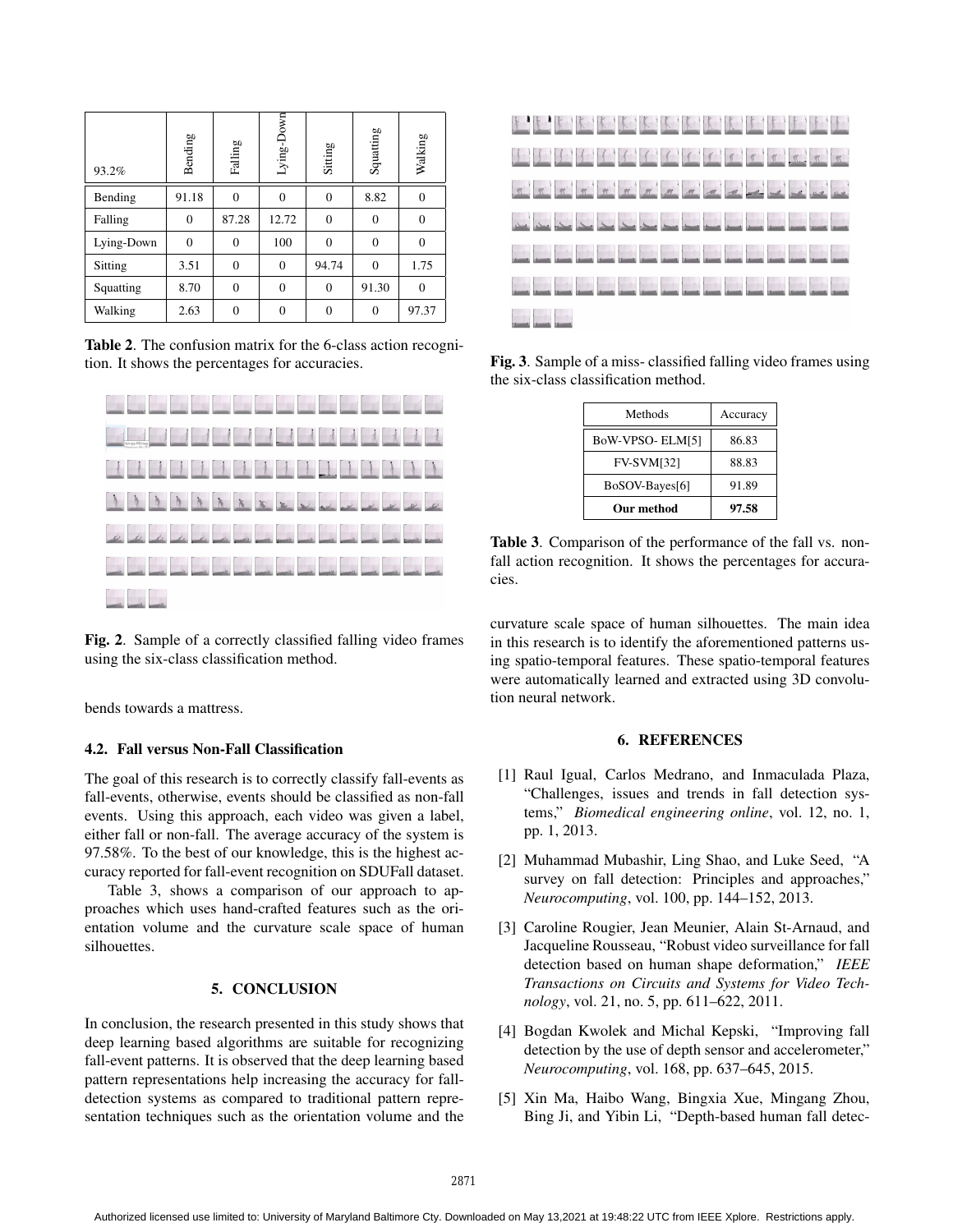| 93.2% | Bending | Falling | Lying-Down | Sitting | Squatting | Walking |
|---|---|---|---|---|---|---|
| Bending | 91.18 | 0 | 0 | 0 | 8.82 | 0 |
| Falling | 0 | 87.28 | 12.72 | 0 | 0 | 0 |
| Lying-Down | 0 | 0 | 100 | 0 | 0 | 0 |
| Sitting | 3.51 | 0 | 0 | 94.74 | 0 | 1.75 |
| Squatting | 8.70 | 0 | 0 | 0 | 91.30 | 0 |
| Walking | 2.63 | 0 | 0 | 0 | 0 | 97.37 |

**Table 2**. The confusion matrix for the 6-class action recognition. It shows the percentages for accuracies.

**Fig. 2**. Sample of a correctly classified falling video frames using the six-class classification method.

bends towards a mattress.

### 4.2. Fall versus Non-Fall Classification

The goal of this research is to correctly classify fall-events as fall-events, otherwise, events should be classified as non-fall events. Using this approach, each video was given a label, either fall or non-fall. The average accuracy of the system is 97.58%. To the best of our knowledge, this is the highest accuracy reported for fall-event recognition on SDUFall dataset.

Table 3, shows a comparison of our approach to approaches which uses hand-crafted features such as the orientation volume and the curvature scale space of human silhouettes.

## 5. CONCLUSION

In conclusion, the research presented in this study shows that deep learning based algorithms are suitable for recognizing fall-event patterns. It is observed that the deep learning based pattern representations help increasing the accuracy for fall-detection systems as compared to traditional pattern representation techniques such as the orientation volume and the curvature scale space of human silhouettes. The main idea in this research is to identify the aforementioned patterns using spatio-temporal features. These spatio-temporal features were automatically learned and extracted using 3D convolution neural network.

**Fig. 3**. Sample of a miss- classified falling video frames using the six-class classification method.

| Methods | Accuracy |
|---|---|
| BoW-VPSO- ELM[5] | 86.83 |
| FV-SVM[32] | 88.83 |
| BoSOV-Bayes[6] | 91.89 |
| **Our method** | **97.58** |

**Table 3**. Comparison of the performance of the fall vs. non-fall action recognition. It shows the percentages for accuracies.

## 6. REFERENCES

[1] Raul Igual, Carlos Medrano, and Inmaculada Plaza, "Challenges, issues and trends in fall detection systems," *Biomedical engineering online*, vol. 12, no. 1, pp. 1, 2013.

[2] Muhammad Mubashir, Ling Shao, and Luke Seed, "A survey on fall detection: Principles and approaches," *Neurocomputing*, vol. 100, pp. 144–152, 2013.

[3] Caroline Rougier, Jean Meunier, Alain St-Arnaud, and Jacqueline Rousseau, "Robust video surveillance for fall detection based on human shape deformation," *IEEE Transactions on Circuits and Systems for Video Technology*, vol. 21, no. 5, pp. 611–622, 2011.

[4] Bogdan Kwolek and Michal Kepski, "Improving fall detection by the use of depth sensor and accelerometer," *Neurocomputing*, vol. 168, pp. 637–645, 2015.

[5] Xin Ma, Haibo Wang, Bingxia Xue, Mingang Zhou, Bing Ji, and Yibin Li, "Depth-based human fall detec-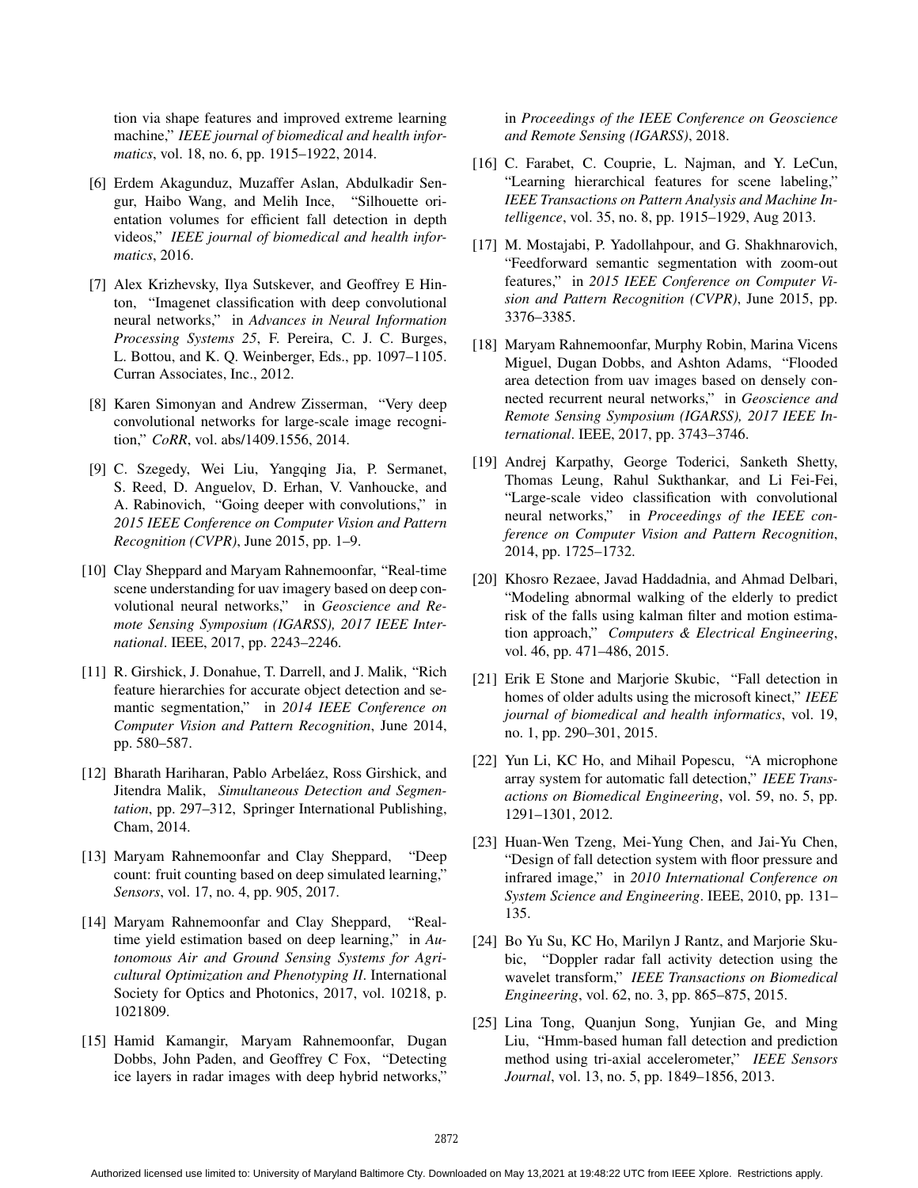tion via shape features and improved extreme learning machine," *IEEE journal of biomedical and health informatics*, vol. 18, no. 6, pp. 1915–1922, 2014.

[6] Erdem Akagunduz, Muzaffer Aslan, Abdulkadir Sengur, Haibo Wang, and Melih Ince, "Silhouette orientation volumes for efficient fall detection in depth videos," *IEEE journal of biomedical and health informatics*, 2016.

[7] Alex Krizhevsky, Ilya Sutskever, and Geoffrey E Hinton, "Imagenet classification with deep convolutional neural networks," in *Advances in Neural Information Processing Systems 25*, F. Pereira, C. J. C. Burges, L. Bottou, and K. Q. Weinberger, Eds., pp. 1097–1105. Curran Associates, Inc., 2012.

[8] Karen Simonyan and Andrew Zisserman, "Very deep convolutional networks for large-scale image recognition," *CoRR*, vol. abs/1409.1556, 2014.

[9] C. Szegedy, Wei Liu, Yangqing Jia, P. Sermanet, S. Reed, D. Anguelov, D. Erhan, V. Vanhoucke, and A. Rabinovich, "Going deeper with convolutions," in *2015 IEEE Conference on Computer Vision and Pattern Recognition (CVPR)*, June 2015, pp. 1–9.

[10] Clay Sheppard and Maryam Rahnemoonfar, "Real-time scene understanding for uav imagery based on deep convolutional neural networks," in *Geoscience and Remote Sensing Symposium (IGARSS), 2017 IEEE International*. IEEE, 2017, pp. 2243–2246.

[11] R. Girshick, J. Donahue, T. Darrell, and J. Malik, "Rich feature hierarchies for accurate object detection and semantic segmentation," in *2014 IEEE Conference on Computer Vision and Pattern Recognition*, June 2014, pp. 580–587.

[12] Bharath Hariharan, Pablo Arbeláez, Ross Girshick, and Jitendra Malik, *Simultaneous Detection and Segmentation*, pp. 297–312, Springer International Publishing, Cham, 2014.

[13] Maryam Rahnemoonfar and Clay Sheppard, "Deep count: fruit counting based on deep simulated learning," *Sensors*, vol. 17, no. 4, pp. 905, 2017.

[14] Maryam Rahnemoonfar and Clay Sheppard, "Real-time yield estimation based on deep learning," in *Autonomous Air and Ground Sensing Systems for Agricultural Optimization and Phenotyping II*. International Society for Optics and Photonics, 2017, vol. 10218, p. 1021809.

[15] Hamid Kamangir, Maryam Rahnemoonfar, Dugan Dobbs, John Paden, and Geoffrey C Fox, "Detecting ice layers in radar images with deep hybrid networks," in *Proceedings of the IEEE Conference on Geoscience and Remote Sensing (IGARSS)*, 2018.

[16] C. Farabet, C. Couprie, L. Najman, and Y. LeCun, "Learning hierarchical features for scene labeling," *IEEE Transactions on Pattern Analysis and Machine Intelligence*, vol. 35, no. 8, pp. 1915–1929, Aug 2013.

[17] M. Mostajabi, P. Yadollahpour, and G. Shakhnarovich, "Feedforward semantic segmentation with zoom-out features," in *2015 IEEE Conference on Computer Vision and Pattern Recognition (CVPR)*, June 2015, pp. 3376–3385.

[18] Maryam Rahnemoonfar, Murphy Robin, Marina Vicens Miguel, Dugan Dobbs, and Ashton Adams, "Flooded area detection from uav images based on densely connected recurrent neural networks," in *Geoscience and Remote Sensing Symposium (IGARSS), 2017 IEEE International*. IEEE, 2017, pp. 3743–3746.

[19] Andrej Karpathy, George Toderici, Sanketh Shetty, Thomas Leung, Rahul Sukthankar, and Li Fei-Fei, "Large-scale video classification with convolutional neural networks," in *Proceedings of the IEEE conference on Computer Vision and Pattern Recognition*, 2014, pp. 1725–1732.

[20] Khosro Rezaee, Javad Haddadnia, and Ahmad Delbari, "Modeling abnormal walking of the elderly to predict risk of the falls using kalman filter and motion estimation approach," *Computers & Electrical Engineering*, vol. 46, pp. 471–486, 2015.

[21] Erik E Stone and Marjorie Skubic, "Fall detection in homes of older adults using the microsoft kinect," *IEEE journal of biomedical and health informatics*, vol. 19, no. 1, pp. 290–301, 2015.

[22] Yun Li, KC Ho, and Mihail Popescu, "A microphone array system for automatic fall detection," *IEEE Transactions on Biomedical Engineering*, vol. 59, no. 5, pp. 1291–1301, 2012.

[23] Huan-Wen Tzeng, Mei-Yung Chen, and Jai-Yu Chen, "Design of fall detection system with floor pressure and infrared image," in *2010 International Conference on System Science and Engineering*. IEEE, 2010, pp. 131–135.

[24] Bo Yu Su, KC Ho, Marilyn J Rantz, and Marjorie Skubic, "Doppler radar fall activity detection using the wavelet transform," *IEEE Transactions on Biomedical Engineering*, vol. 62, no. 3, pp. 865–875, 2015.

[25] Lina Tong, Quanjun Song, Yunjian Ge, and Ming Liu, "Hmm-based human fall detection and prediction method using tri-axial accelerometer," *IEEE Sensors Journal*, vol. 13, no. 5, pp. 1849–1856, 2013.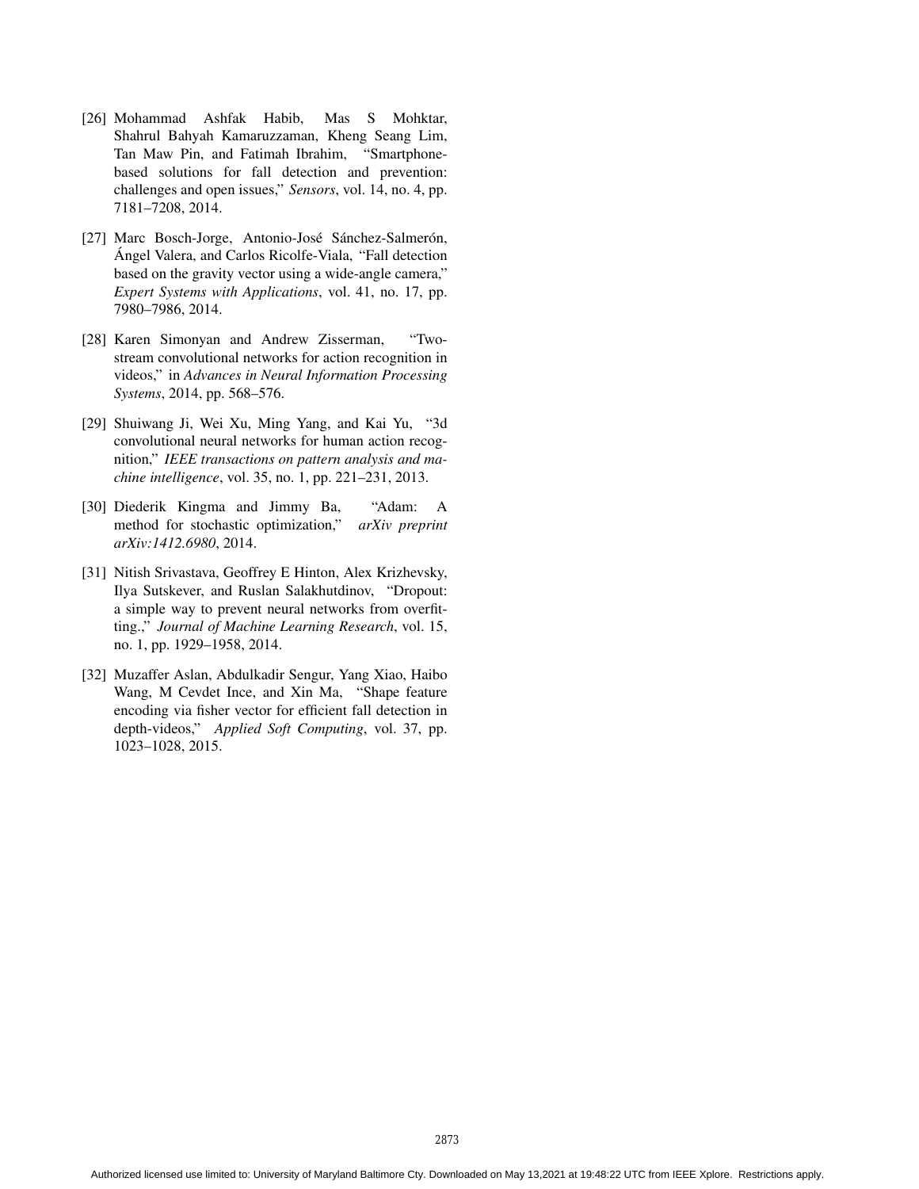[26] Mohammad Ashfak Habib, Mas S Mohktar, Shahrul Bahyah Kamaruzzaman, Kheng Seang Lim, Tan Maw Pin, and Fatimah Ibrahim, "Smartphone-based solutions for fall detection and prevention: challenges and open issues," *Sensors*, vol. 14, no. 4, pp. 7181–7208, 2014.

[27] Marc Bosch-Jorge, Antonio-José Sánchez-Salmerón, Ángel Valera, and Carlos Ricolfe-Viala, "Fall detection based on the gravity vector using a wide-angle camera," *Expert Systems with Applications*, vol. 41, no. 17, pp. 7980–7986, 2014.

[28] Karen Simonyan and Andrew Zisserman, "Two-stream convolutional networks for action recognition in videos," in *Advances in Neural Information Processing Systems*, 2014, pp. 568–576.

[29] Shuiwang Ji, Wei Xu, Ming Yang, and Kai Yu, "3d convolutional neural networks for human action recognition," *IEEE transactions on pattern analysis and machine intelligence*, vol. 35, no. 1, pp. 221–231, 2013.

[30] Diederik Kingma and Jimmy Ba, "Adam: A method for stochastic optimization," *arXiv preprint arXiv:1412.6980*, 2014.

[31] Nitish Srivastava, Geoffrey E Hinton, Alex Krizhevsky, Ilya Sutskever, and Ruslan Salakhutdinov, "Dropout: a simple way to prevent neural networks from overfitting.," *Journal of Machine Learning Research*, vol. 15, no. 1, pp. 1929–1958, 2014.

[32] Muzaffer Aslan, Abdulkadir Sengur, Yang Xiao, Haibo Wang, M Cevdet Ince, and Xin Ma, "Shape feature encoding via fisher vector for efficient fall detection in depth-videos," *Applied Soft Computing*, vol. 37, pp. 1023–1028, 2015.